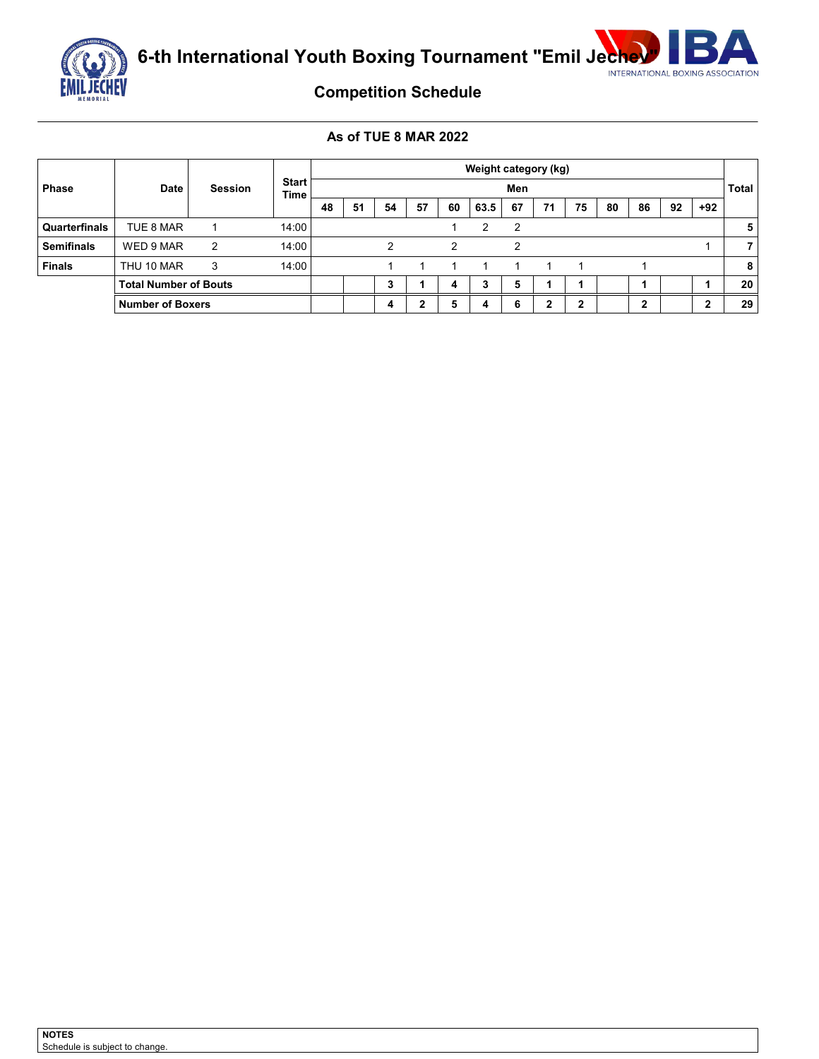# 6-th International Youth Boxing Tournament "Emil Jechev"

## Competition Schedule

### As of TUE 8 MAR 2022

| Phase | Date | Session | Start Time | Weight category (kg) | | | | | | | | | | | | | Total |
|---|---|---|---|---|---|---|---|---|---|---|---|---|---|---|---|---|---|
| | | | | Men | | | | | | | | | | | | | |
| | | | | 48 | 51 | 54 | 57 | 60 | 63.5 | 67 | 71 | 75 | 80 | 86 | 92 | +92 | |
| **Quarterfinals** | TUE 8 MAR | 1 | 14:00 | | | | | 1 | 2 | 2 | | | | | | | **5** |
| **Semifinals** | WED 9 MAR | 2 | 14:00 | | | 2 | | 2 | | 2 | | | | | | 1 | **7** |
| **Finals** | THU 10 MAR | 3 | 14:00 | | | 1 | 1 | 1 | 1 | 1 | 1 | 1 | | 1 | | | **8** |
| | **Total Number of Bouts** | | | | | **3** | **1** | **4** | **3** | **5** | **1** | **1** | | **1** | | **1** | **20** |
| | **Number of Boxers** | | | | | **4** | **2** | **5** | **4** | **6** | **2** | **2** | | **2** | | **2** | **29** |

**NOTES**
Schedule is subject to change.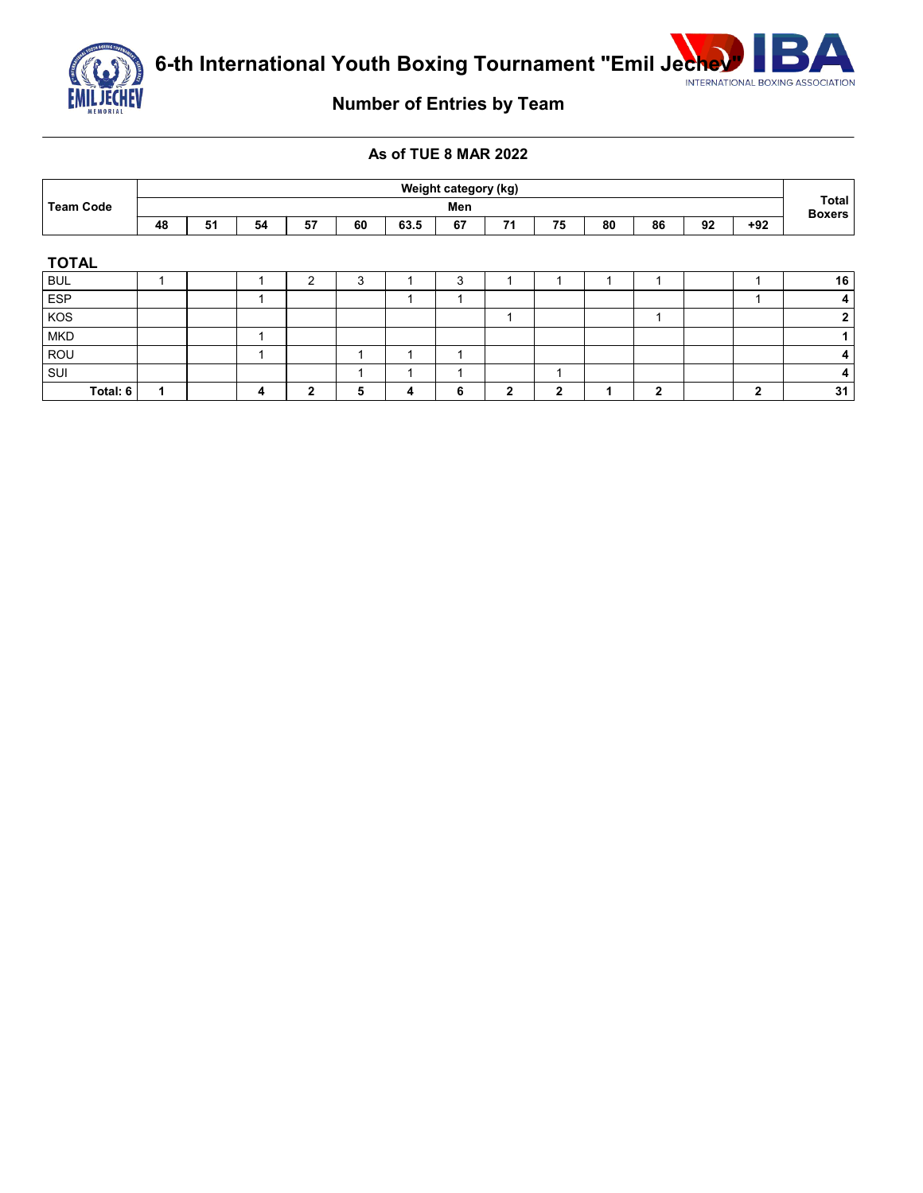# 6-th International Youth Boxing Tournament "Emil Jechev"

## Number of Entries by Team

### As of TUE 8 MAR 2022

| Team Code | Weight category (kg) | | | | | | | | | | | | | Total Boxers |
|---|---|---|---|---|---|---|---|---|---|---|---|---|---|---|
| | Men | | | | | | | | | | | | | |
| | 48 | 51 | 54 | 57 | 60 | 63.5 | 67 | 71 | 75 | 80 | 86 | 92 | +92 | |
| **TOTAL** | | | | | | | | | | | | | | |
| BUL | 1 | | 1 | 2 | 3 | 1 | 3 | 1 | 1 | 1 | 1 | | 1 | **16** |
| ESP | | | 1 | | | 1 | 1 | | | | | | 1 | **4** |
| KOS | | | | | | | | 1 | | | 1 | | | **2** |
| MKD | | | 1 | | | | | | | | | | | **1** |
| ROU | | | 1 | | 1 | 1 | 1 | | | | | | | **4** |
| SUI | | | | | 1 | 1 | 1 | | 1 | | | | | **4** |
| **Total: 6** | **1** | | **4** | **2** | **5** | **4** | **6** | **2** | **2** | **1** | **2** | | **2** | **31** |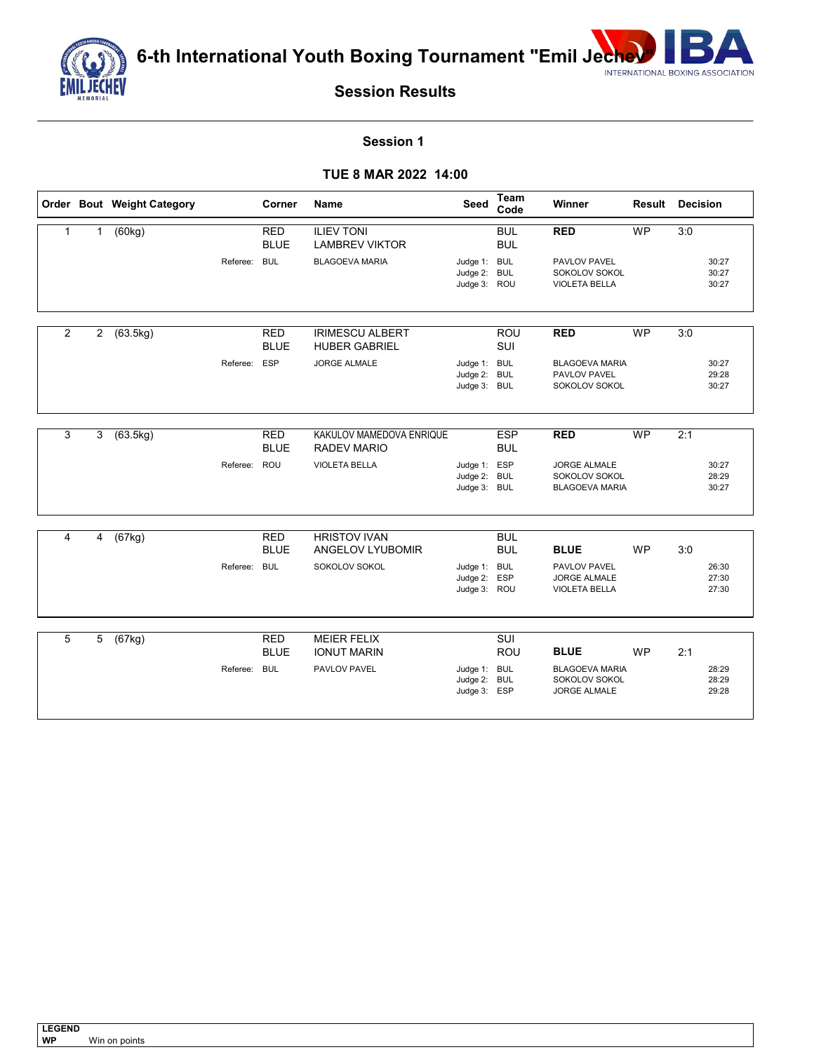# 6-th International Youth Boxing Tournament "Emil Jechev"

## Session Results

### Session 1

### TUE 8 MAR 2022 14:00

| Order | Bout | Weight Category | Corner | Name | Seed | Team Code | Winner | Result | Decision |
|---|---|---|---|---|---|---|---|---|---|
| 1 | 1 | (60kg) | RED | ILIEV TONI | | BUL | **RED** | WP | 3:0 |
| | | | BLUE | LAMBREV VIKTOR | | BUL | | | |
| | | Referee: | BUL | BLAGOEVA MARIA | Judge 1: | BUL | PAVLOV PAVEL | | 30:27 |
| | | | | | Judge 2: | BUL | SOKOLOV SOKOL | | 30:27 |
| | | | | | Judge 3: | ROU | VIOLETA BELLA | | 30:27 |
| 2 | 2 | (63.5kg) | RED | IRIMESCU ALBERT | | ROU | **RED** | WP | 3:0 |
| | | | BLUE | HUBER GABRIEL | | SUI | | | |
| | | Referee: | ESP | JORGE ALMALE | Judge 1: | BUL | BLAGOEVA MARIA | | 30:27 |
| | | | | | Judge 2: | BUL | PAVLOV PAVEL | | 29:28 |
| | | | | | Judge 3: | BUL | SOKOLOV SOKOL | | 30:27 |
| 3 | 3 | (63.5kg) | RED | KAKULOV MAMEDOVA ENRIQUE | | ESP | **RED** | WP | 2:1 |
| | | | BLUE | RADEV MARIO | | BUL | | | |
| | | Referee: | ROU | VIOLETA BELLA | Judge 1: | ESP | JORGE ALMALE | | 30:27 |
| | | | | | Judge 2: | BUL | SOKOLOV SOKOL | | 28:29 |
| | | | | | Judge 3: | BUL | BLAGOEVA MARIA | | 30:27 |
| 4 | 4 | (67kg) | RED | HRISTOV IVAN | | BUL | | | |
| | | | BLUE | ANGELOV LYUBOMIR | | BUL | **BLUE** | WP | 3:0 |
| | | Referee: | BUL | SOKOLOV SOKOL | Judge 1: | BUL | PAVLOV PAVEL | | 26:30 |
| | | | | | Judge 2: | ESP | JORGE ALMALE | | 27:30 |
| | | | | | Judge 3: | ROU | VIOLETA BELLA | | 27:30 |
| 5 | 5 | (67kg) | RED | MEIER FELIX | | SUI | | | |
| | | | BLUE | IONUT MARIN | | ROU | **BLUE** | WP | 2:1 |
| | | Referee: | BUL | PAVLOV PAVEL | Judge 1: | BUL | BLAGOEVA MARIA | | 28:29 |
| | | | | | Judge 2: | BUL | SOKOLOV SOKOL | | 28:29 |
| | | | | | Judge 3: | ESP | JORGE ALMALE | | 29:28 |

**LEGEND**
**WP** Win on points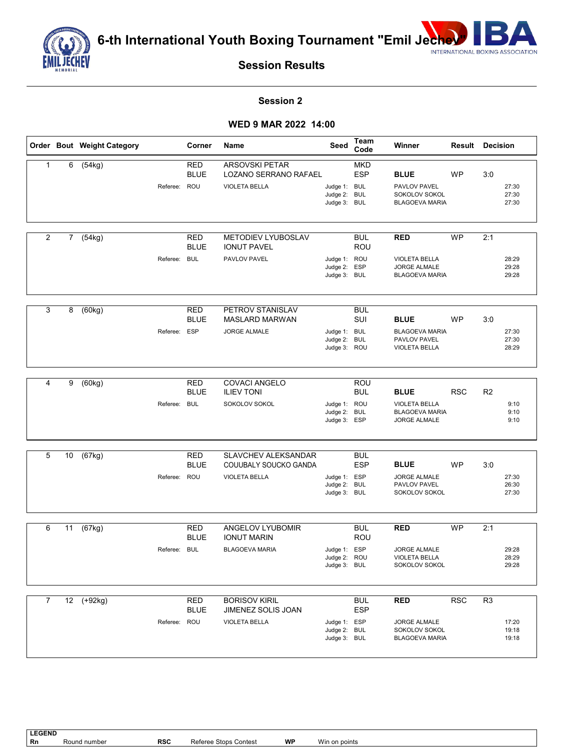# 6-th International Youth Boxing Tournament "Emil Jechev"

## Session Results

### Session 2

### WED 9 MAR 2022 14:00

| Order | Bout | Weight Category | Corner | Name | Seed | Team Code | Winner | Result | Decision |
|---|---|---|---|---|---|---|---|---|---|
| 1 | 6 | (54kg) | RED | ARSOVSKI PETAR | | MKD | | | |
| | | | BLUE | LOZANO SERRANO RAFAEL | | ESP | BLUE | WP | 3:0 |
| | | Referee: | ROU | VIOLETA BELLA | Judge 1: | BUL | PAVLOV PAVEL | | 27:30 |
| | | | | | Judge 2: | BUL | SOKOLOV SOKOL | | 27:30 |
| | | | | | Judge 3: | BUL | BLAGOEVA MARIA | | 27:30 |
| 2 | 7 | (54kg) | RED | METODIEV LYUBOSLAV | | BUL | RED | WP | 2:1 |
| | | | BLUE | IONUT PAVEL | | ROU | | | |
| | | Referee: | BUL | PAVLOV PAVEL | Judge 1: | ROU | VIOLETA BELLA | | 28:29 |
| | | | | | Judge 2: | ESP | JORGE ALMALE | | 29:28 |
| | | | | | Judge 3: | BUL | BLAGOEVA MARIA | | 29:28 |
| 3 | 8 | (60kg) | RED | PETROV STANISLAV | | BUL | | | |
| | | | BLUE | MASLARD MARWAN | | SUI | BLUE | WP | 3:0 |
| | | Referee: | ESP | JORGE ALMALE | Judge 1: | BUL | BLAGOEVA MARIA | | 27:30 |
| | | | | | Judge 2: | BUL | PAVLOV PAVEL | | 27:30 |
| | | | | | Judge 3: | ROU | VIOLETA BELLA | | 28:29 |
| 4 | 9 | (60kg) | RED | COVACI ANGELO | | ROU | | | |
| | | | BLUE | ILIEV TONI | | BUL | BLUE | RSC | R2 |
| | | Referee: | BUL | SOKOLOV SOKOL | Judge 1: | ROU | VIOLETA BELLA | | 9:10 |
| | | | | | Judge 2: | BUL | BLAGOEVA MARIA | | 9:10 |
| | | | | | Judge 3: | ESP | JORGE ALMALE | | 9:10 |
| 5 | 10 | (67kg) | RED | SLAVCHEV ALEKSANDAR | | BUL | | | |
| | | | BLUE | COUUBALY SOUCKO GANDA | | ESP | BLUE | WP | 3:0 |
| | | Referee: | ROU | VIOLETA BELLA | Judge 1: | ESP | JORGE ALMALE | | 27:30 |
| | | | | | Judge 2: | BUL | PAVLOV PAVEL | | 26:30 |
| | | | | | Judge 3: | BUL | SOKOLOV SOKOL | | 27:30 |
| 6 | 11 | (67kg) | RED | ANGELOV LYUBOMIR | | BUL | RED | WP | 2:1 |
| | | | BLUE | IONUT MARIN | | ROU | | | |
| | | Referee: | BUL | BLAGOEVA MARIA | Judge 1: | ESP | JORGE ALMALE | | 29:28 |
| | | | | | Judge 2: | ROU | VIOLETA BELLA | | 28:29 |
| | | | | | Judge 3: | BUL | SOKOLOV SOKOL | | 29:28 |
| 7 | 12 | (+92kg) | RED | BORISOV KIRIL | | BUL | RED | RSC | R3 |
| | | | BLUE | JIMENEZ SOLIS JOAN | | ESP | | | |
| | | Referee: | ROU | VIOLETA BELLA | Judge 1: | ESP | JORGE ALMALE | | 17:20 |
| | | | | | Judge 2: | BUL | SOKOLOV SOKOL | | 19:18 |
| | | | | | Judge 3: | BUL | BLAGOEVA MARIA | | 19:18 |

**LEGEND**

| | | | | | |
|---|---|---|---|---|---|
| **Rn** | Round number | **RSC** | Referee Stops Contest | **WP** | Win on points |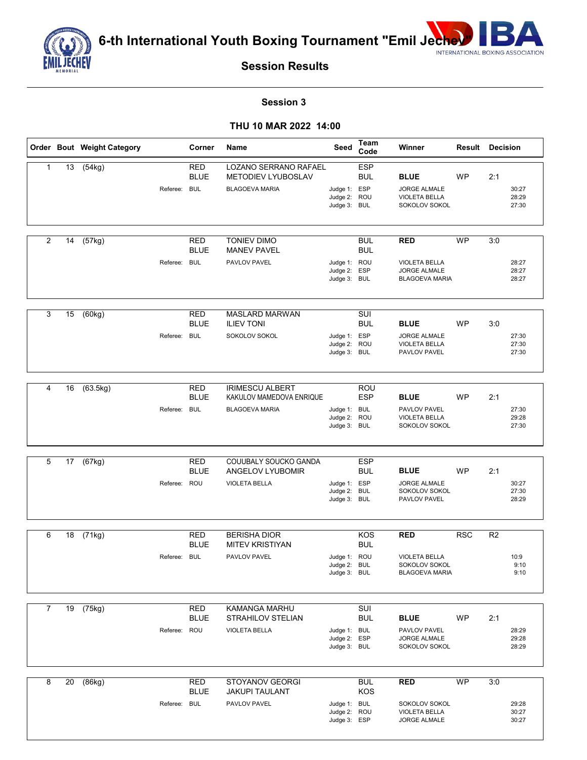# 6-th International Youth Boxing Tournament "Emil Jechev"

## Session Results

### Session 3

### THU 10 MAR 2022 14:00

| Order | Bout | Weight Category | Corner | Name | Seed | Team Code | Winner | Result | Decision |
|---|---|---|---|---|---|---|---|---|---|
| 1 | 13 | (54kg) | RED | LOZANO SERRANO RAFAEL | | ESP | | | |
| | | | BLUE | METODIEV LYUBOSLAV | | BUL | **BLUE** | WP | 2:1 |
| | | Referee: | BUL | BLAGOEVA MARIA | Judge 1: | ESP | JORGE ALMALE | | 30:27 |
| | | | | | Judge 2: | ROU | VIOLETA BELLA | | 28:29 |
| | | | | | Judge 3: | BUL | SOKOLOV SOKOL | | 27:30 |
| 2 | 14 | (57kg) | RED | TONIEV DIMO | | BUL | **RED** | WP | 3:0 |
| | | | BLUE | MANEV PAVEL | | BUL | | | |
| | | Referee: | BUL | PAVLOV PAVEL | Judge 1: | ROU | VIOLETA BELLA | | 28:27 |
| | | | | | Judge 2: | ESP | JORGE ALMALE | | 28:27 |
| | | | | | Judge 3: | BUL | BLAGOEVA MARIA | | 28:27 |
| 3 | 15 | (60kg) | RED | MASLARD MARWAN | | SUI | | | |
| | | | BLUE | ILIEV TONI | | BUL | **BLUE** | WP | 3:0 |
| | | Referee: | BUL | SOKOLOV SOKOL | Judge 1: | ESP | JORGE ALMALE | | 27:30 |
| | | | | | Judge 2: | ROU | VIOLETA BELLA | | 27:30 |
| | | | | | Judge 3: | BUL | PAVLOV PAVEL | | 27:30 |
| 4 | 16 | (63.5kg) | RED | IRIMESCU ALBERT | | ROU | | | |
| | | | BLUE | KAKULOV MAMEDOVA ENRIQUE | | ESP | **BLUE** | WP | 2:1 |
| | | Referee: | BUL | BLAGOEVA MARIA | Judge 1: | BUL | PAVLOV PAVEL | | 27:30 |
| | | | | | Judge 2: | ROU | VIOLETA BELLA | | 29:28 |
| | | | | | Judge 3: | BUL | SOKOLOV SOKOL | | 27:30 |
| 5 | 17 | (67kg) | RED | COUUBALY SOUCKO GANDA | | ESP | | | |
| | | | BLUE | ANGELOV LYUBOMIR | | BUL | **BLUE** | WP | 2:1 |
| | | Referee: | ROU | VIOLETA BELLA | Judge 1: | ESP | JORGE ALMALE | | 30:27 |
| | | | | | Judge 2: | BUL | SOKOLOV SOKOL | | 27:30 |
| | | | | | Judge 3: | BUL | PAVLOV PAVEL | | 28:29 |
| 6 | 18 | (71kg) | RED | BERISHA DIOR | | KOS | **RED** | RSC | R2 |
| | | | BLUE | MITEV KRISTIYAN | | BUL | | | |
| | | Referee: | BUL | PAVLOV PAVEL | Judge 1: | ROU | VIOLETA BELLA | | 10:9 |
| | | | | | Judge 2: | BUL | SOKOLOV SOKOL | | 9:10 |
| | | | | | Judge 3: | BUL | BLAGOEVA MARIA | | 9:10 |
| 7 | 19 | (75kg) | RED | KAMANGA MARHU | | SUI | | | |
| | | | BLUE | STRAHILOV STELIAN | | BUL | **BLUE** | WP | 2:1 |
| | | Referee: | ROU | VIOLETA BELLA | Judge 1: | BUL | PAVLOV PAVEL | | 28:29 |
| | | | | | Judge 2: | ESP | JORGE ALMALE | | 29:28 |
| | | | | | Judge 3: | BUL | SOKOLOV SOKOL | | 28:29 |
| 8 | 20 | (86kg) | RED | STOYANOV GEORGI | | BUL | **RED** | WP | 3:0 |
| | | | BLUE | JAKUPI TAULANT | | KOS | | | |
| | | Referee: | BUL | PAVLOV PAVEL | Judge 1: | BUL | SOKOLOV SOKOL | | 29:28 |
| | | | | | Judge 2: | ROU | VIOLETA BELLA | | 30:27 |
| | | | | | Judge 3: | ESP | JORGE ALMALE | | 30:27 |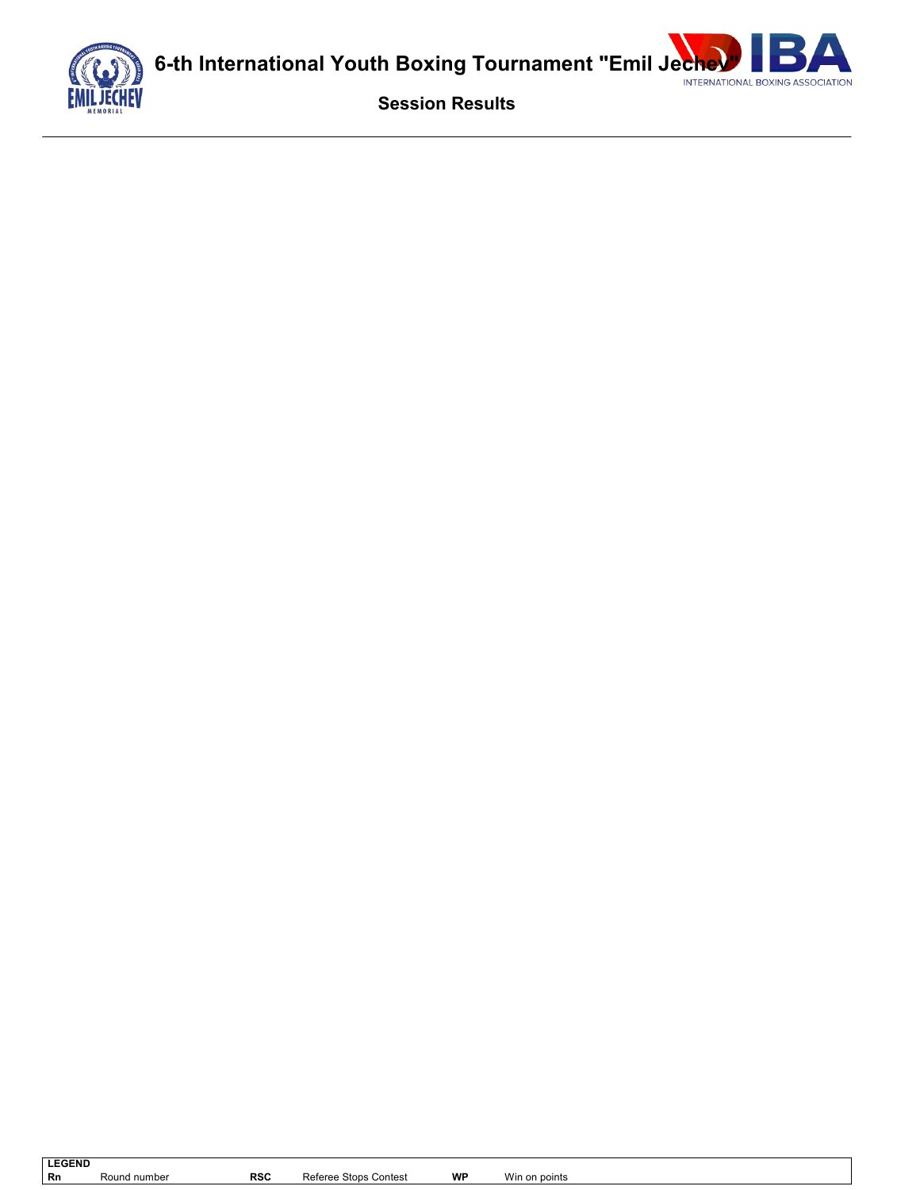# 6-th International Youth Boxing Tournament "Emil Jechev"

## Session Results

| LEGEND | | | | | |
|---|---|---|---|---|---|
| Rn | Round number | RSC | Referee Stops Contest | WP | Win on points |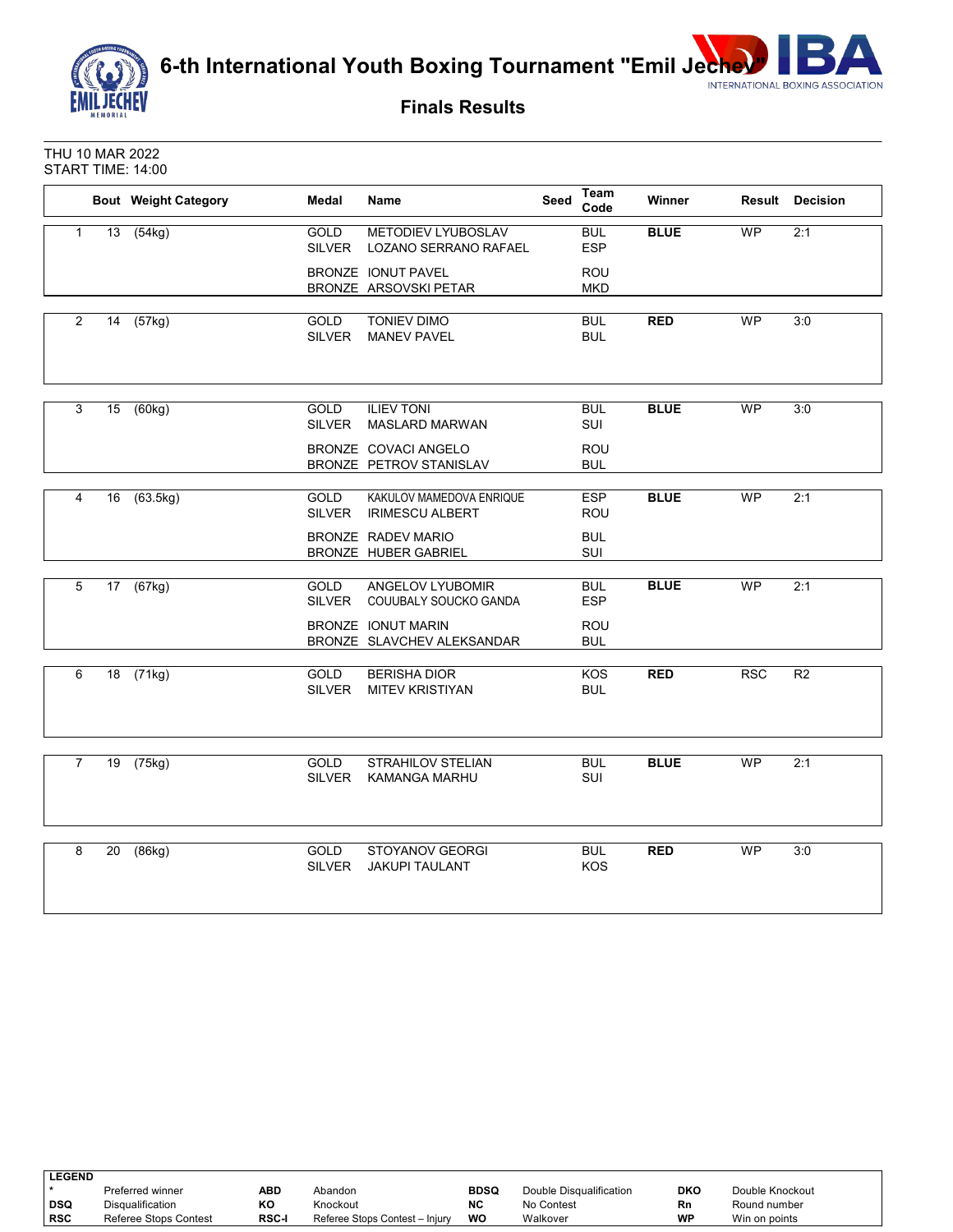# 6-th International Youth Boxing Tournament "Emil Jechev"

## Finals Results

THU 10 MAR 2022
START TIME: 14:00

| | Bout | Weight Category | Medal | Name | Seed | Team Code | Winner | Result | Decision |
|---|---|---|---|---|---|---|---|---|---|
| 1 | 13 | (54kg) | GOLD | METODIEV LYUBOSLAV | | BUL | **BLUE** | WP | 2:1 |
| | | | SILVER | LOZANO SERRANO RAFAEL | | ESP | | | |
| | | | BRONZE | IONUT PAVEL | | ROU | | | |
| | | | BRONZE | ARSOVSKI PETAR | | MKD | | | |
| 2 | 14 | (57kg) | GOLD | TONIEV DIMO | | BUL | **RED** | WP | 3:0 |
| | | | SILVER | MANEV PAVEL | | BUL | | | |
| 3 | 15 | (60kg) | GOLD | ILIEV TONI | | BUL | **BLUE** | WP | 3:0 |
| | | | SILVER | MASLARD MARWAN | | SUI | | | |
| | | | BRONZE | COVACI ANGELO | | ROU | | | |
| | | | BRONZE | PETROV STANISLAV | | BUL | | | |
| 4 | 16 | (63.5kg) | GOLD | KAKULOV MAMEDOVA ENRIQUE | | ESP | **BLUE** | WP | 2:1 |
| | | | SILVER | IRIMESCU ALBERT | | ROU | | | |
| | | | BRONZE | RADEV MARIO | | BUL | | | |
| | | | BRONZE | HUBER GABRIEL | | SUI | | | |
| 5 | 17 | (67kg) | GOLD | ANGELOV LYUBOMIR | | BUL | **BLUE** | WP | 2:1 |
| | | | SILVER | COUUBALY SOUCKO GANDA | | ESP | | | |
| | | | BRONZE | IONUT MARIN | | ROU | | | |
| | | | BRONZE | SLAVCHEV ALEKSANDAR | | BUL | | | |
| 6 | 18 | (71kg) | GOLD | BERISHA DIOR | | KOS | **RED** | RSC | R2 |
| | | | SILVER | MITEV KRISTIYAN | | BUL | | | |
| 7 | 19 | (75kg) | GOLD | STRAHILOV STELIAN | | BUL | **BLUE** | WP | 2:1 |
| | | | SILVER | KAMANGA MARHU | | SUI | | | |
| 8 | 20 | (86kg) | GOLD | STOYANOV GEORGI | | BUL | **RED** | WP | 3:0 |
| | | | SILVER | JAKUPI TAULANT | | KOS | | | |

**LEGEND**

| | | | | | | | |
|---|---|---|---|---|---|---|---|
| * | Preferred winner | **ABD** | Abandon | **BDSQ** | Double Disqualification | **DKO** | Double Knockout |
| **DSQ** | Disqualification | **KO** | Knockout | **NC** | No Contest | **Rn** | Round number |
| **RSC** | Referee Stops Contest | **RSC-I** | Referee Stops Contest – Injury | **WO** | Walkover | **WP** | Win on points |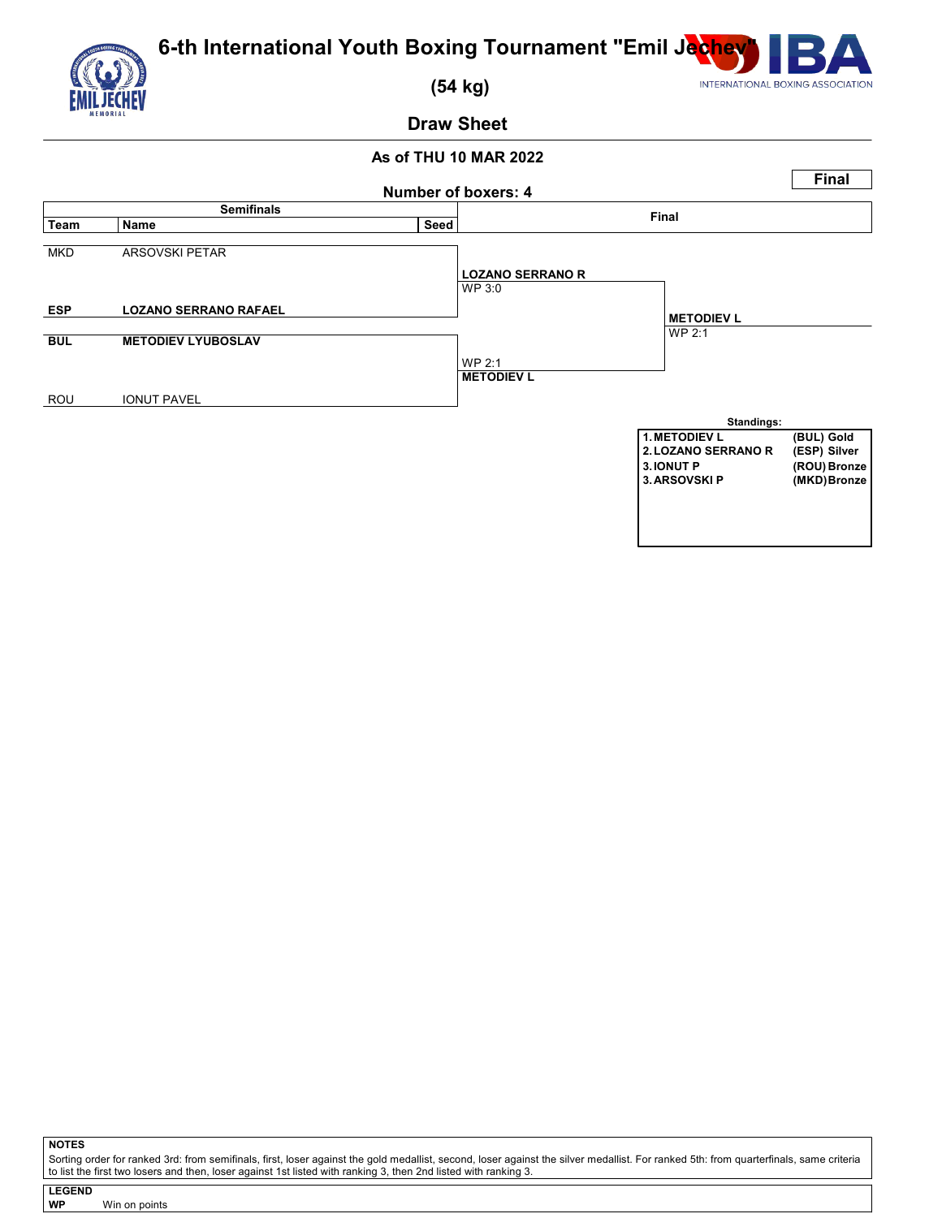# 6-th International Youth Boxing Tournament "Emil Jechev"

## (54 kg)

## Draw Sheet

**As of THU 10 MAR 2022**

**Final**

**Number of boxers: 4**

| Team | Name | Seed | Semifinals result | Final |
|---|---|---|---|---|
| MKD | ARSOVSKI PETAR | | | |
| **ESP** | **LOZANO SERRANO RAFAEL** | | **LOZANO SERRANO R** WP 3:0 | |
| **BUL** | **METODIEV LYUBOSLAV** | | **METODIEV L** WP 2:1 | **METODIEV L** WP 2:1 |
| ROU | IONUT PAVEL | | | |

**Standings:**

| | | |
|---|---|---|
| 1. | METODIEV L | (BUL) Gold |
| 2. | LOZANO SERRANO R | (ESP) Silver |
| 3. | IONUT P | (ROU) Bronze |
| 3. | ARSOVSKI P | (MKD) Bronze |

**NOTES**

Sorting order for ranked 3rd: from semifinals, first, loser against the gold medallist, second, loser against the silver medallist. For ranked 5th: from quarterfinals, same criteria to list the first two losers and then, loser against 1st listed with ranking 3, then 2nd listed with ranking 3.

**LEGEND**

**WP** Win on points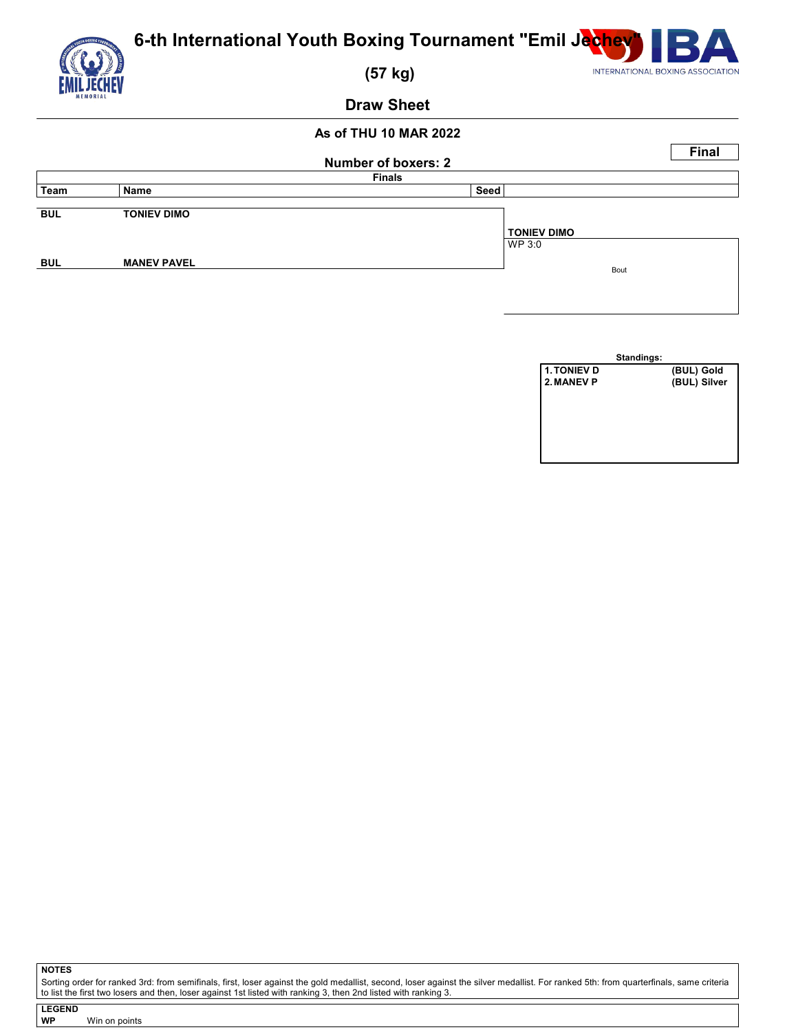# 6-th International Youth Boxing Tournament "Emil Jechev"

## (57 kg)

### Draw Sheet

**As of THU 10 MAR 2022**

**Final**

**Number of boxers: 2**

**Finals**

| Team | Name | Seed | |
|---|---|---|---|
| BUL | TONIEV DIMO | | **TONIEV DIMO** WP 3:0 |
| BUL | MANEV PAVEL | | Bout |

**Standings:**

| | |
|---|---|
| 1. TONIEV D | (BUL) Gold |
| 2. MANEV P | (BUL) Silver |

**NOTES**

Sorting order for ranked 3rd: from semifinals, first, loser against the gold medallist, second, loser against the silver medallist. For ranked 5th: from quarterfinals, same criteria to list the first two losers and then, loser against 1st listed with ranking 3, then 2nd listed with ranking 3.

**LEGEND**

**WP** Win on points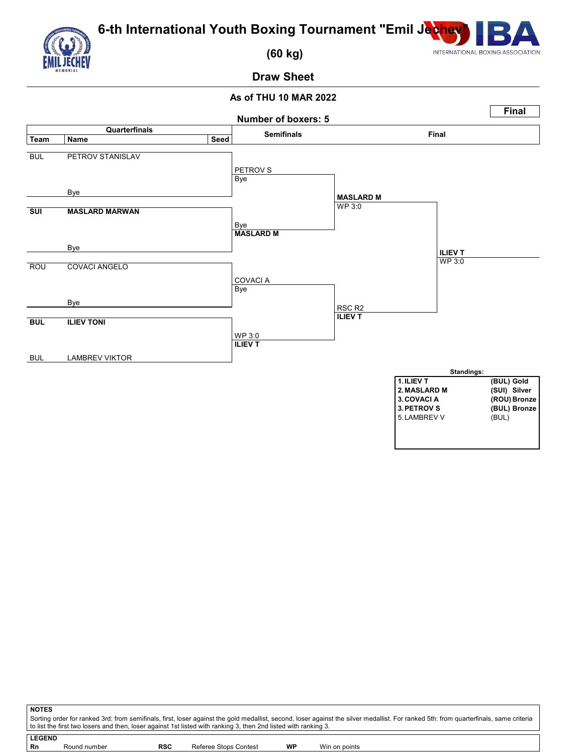# 6-th International Youth Boxing Tournament "Emil Jechev"

## (60 kg)

## Draw Sheet

**As of THU 10 MAR 2022**

**Final**

**Number of boxers: 5**

| Team | Name | Seed | Semifinals | Final | |
|---|---|---|---|---|---|
| BUL | PETROV STANISLAV | | PETROV S / Bye | | |
| | Bye | | | **MASLARD M** WP 3:0 | |
| **SUI** | **MASLARD MARWAN** | | Bye / **MASLARD M** | | |
| | Bye | | | | **ILIEV T** WP 3:0 |
| ROU | COVACI ANGELO | | COVACI A / Bye | | |
| | Bye | | | RSC R2 **ILIEV T** | |
| **BUL** | **ILIEV TONI** | | WP 3:0 **ILIEV T** | | |
| BUL | LAMBREV VIKTOR | | | | |

**Standings:**

| | |
|---|---|
| **1. ILIEV T** | **(BUL) Gold** |
| **2. MASLARD M** | **(SUI) Silver** |
| **3. COVACI A** | **(ROU) Bronze** |
| **3. PETROV S** | **(BUL) Bronze** |
| 5. LAMBREV V | (BUL) |

**NOTES**

Sorting order for ranked 3rd: from semifinals, first, loser against the gold medallist, second, loser against the silver medallist. For ranked 5th: from quarterfinals, same criteria to list the first two losers and then, loser against 1st listed with ranking 3, then 2nd listed with ranking 3.

**LEGEND**

| | | | | | |
|---|---|---|---|---|---|
| **Rn** | Round number | **RSC** | Referee Stops Contest | **WP** | Win on points |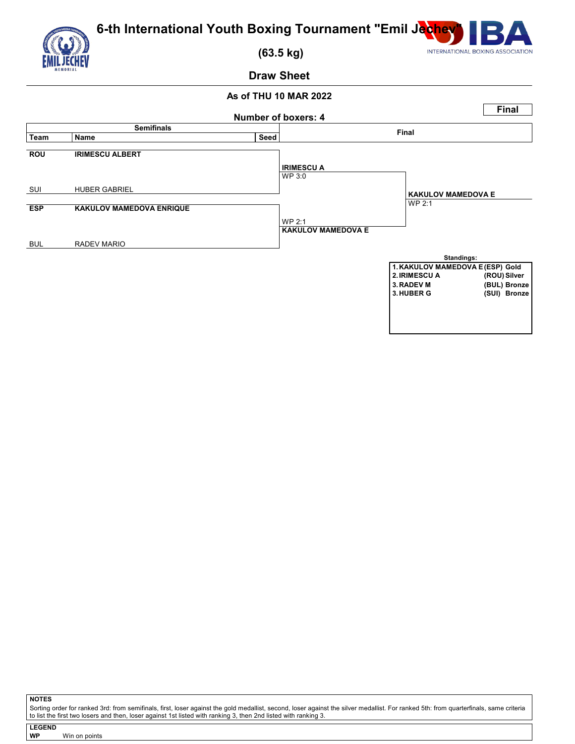# 6-th International Youth Boxing Tournament "Emil Jechev"

## (63.5 kg)

### Draw Sheet

**As of THU 10 MAR 2022**

**Number of boxers: 4**

**Final**

| Team | Name | Seed | Semifinals result | Final result |
|---|---|---|---|---|
| **ROU** | **IRIMESCU ALBERT** | | **IRIMESCU A** WP 3:0 | |
| SUI | HUBER GABRIEL | | | |
| | | | | **KAKULOV MAMEDOVA E** WP 2:1 |
| **ESP** | **KAKULOV MAMEDOVA ENRIQUE** | | WP 2:1 **KAKULOV MAMEDOVA E** | |
| BUL | RADEV MARIO | | | |

**Standings:**

| Rank | Name | Team | Medal |
|---|---|---|---|
| 1. | KAKULOV MAMEDOVA E | (ESP) | Gold |
| 2. | IRIMESCU A | (ROU) | Silver |
| 3. | RADEV M | (BUL) | Bronze |
| 3. | HUBER G | (SUI) | Bronze |

**NOTES**

Sorting order for ranked 3rd: from semifinals, first, loser against the gold medallist, second, loser against the silver medallist. For ranked 5th: from quarterfinals, same criteria to list the first two losers and then, loser against 1st listed with ranking 3, then 2nd listed with ranking 3.

**LEGEND**

**WP** Win on points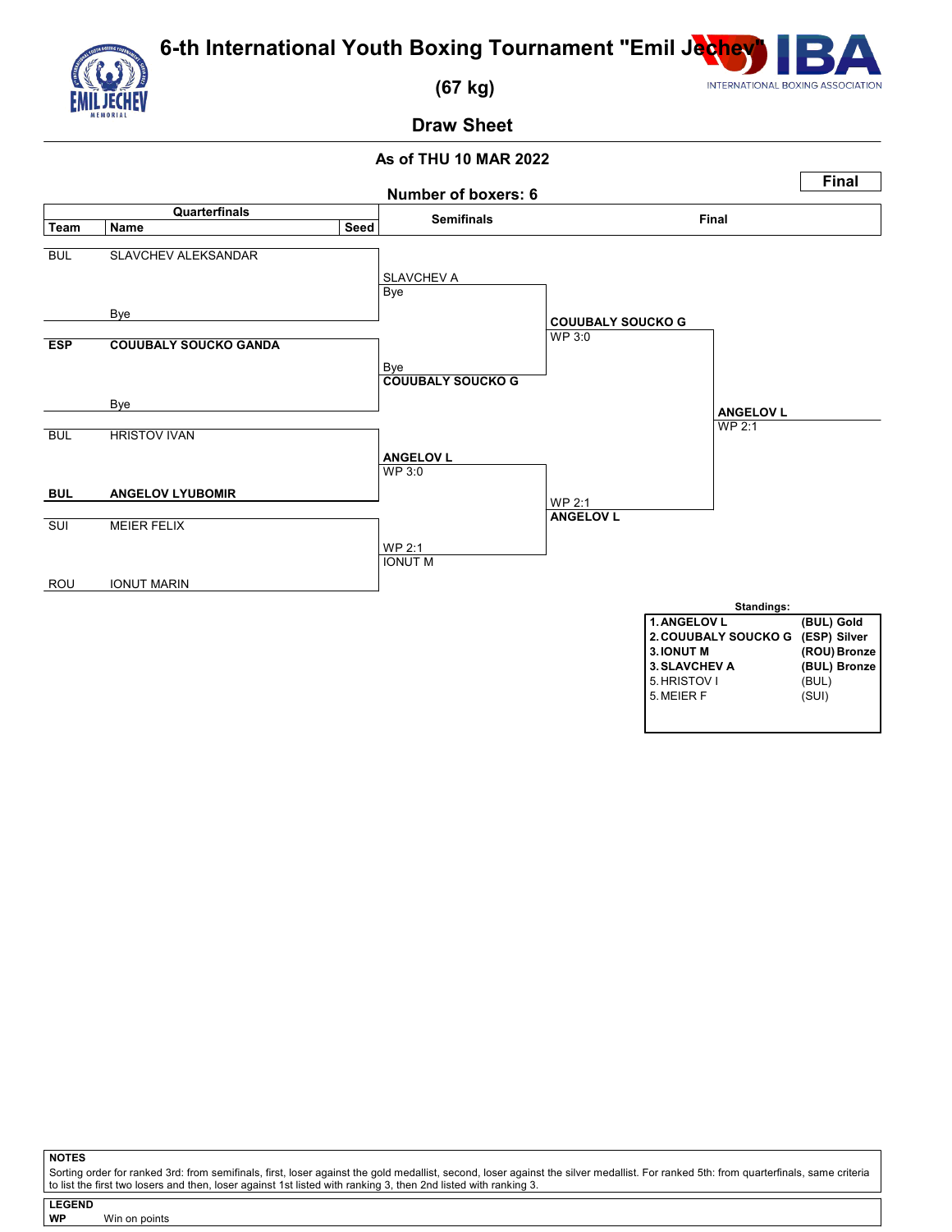# 6-th International Youth Boxing Tournament "Emil Jechev"

## (67 kg)

## Draw Sheet

**As of THU 10 MAR 2022**

**Final**

**Number of boxers: 6**

### Quarterfinals

| Team | Name | Seed |
|---|---|---|
| BUL | SLAVCHEV ALEKSANDAR | |
| | Bye | |
| **ESP** | **COUUBALY SOUCKO GANDA** | |
| | Bye | |
| BUL | HRISTOV IVAN | |
| **BUL** | **ANGELOV LYUBOMIR** | |
| SUI | MEIER FELIX | |
| ROU | IONUT MARIN | |

### Semifinals

- SLAVCHEV A vs Bye
- Bye vs **COUUBALY SOUCKO G**
- **ANGELOV L** WP 3:0 (vs HRISTOV I)
- IONUT M WP 2:1 (vs MEIER F)

**Semifinal results:**

- **COUUBALY SOUCKO G** WP 3:0
- **ANGELOV L** WP 2:1

### Final

- **ANGELOV L** WP 2:1

### Standings:

| | | |
|---|---|---|
| 1. | **ANGELOV L** | **(BUL) Gold** |
| 2. | **COUUBALY SOUCKO G** | **(ESP) Silver** |
| 3. | **IONUT M** | **(ROU) Bronze** |
| 3. | **SLAVCHEV A** | **(BUL) Bronze** |
| 5. | HRISTOV I | (BUL) |
| 5. | MEIER F | (SUI) |

**NOTES**

Sorting order for ranked 3rd: from semifinals, first, loser against the gold medallist, second, loser against the silver medallist. For ranked 5th: from quarterfinals, same criteria to list the first two losers and then, loser against 1st listed with ranking 3, then 2nd listed with ranking 3.

**LEGEND**

**WP** Win on points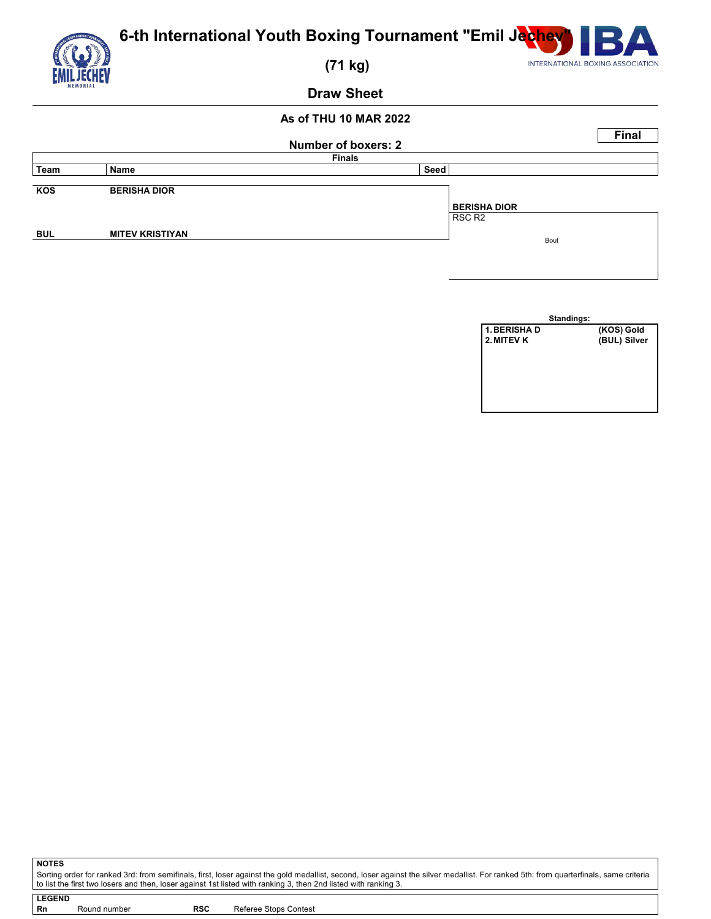# 6-th International Youth Boxing Tournament "Emil Jechev"

## (71 kg)

## Draw Sheet

**As of THU 10 MAR 2022**

**Final**

**Number of boxers: 2**

**Finals**

| Team | Name | Seed | |
|---|---|---|---|
| KOS | BERISHA DIOR | | |
| | | | **BERISHA DIOR** RSC R2 |
| BUL | MITEV KRISTIYAN | | |

Bout

**Standings:**

| | |
|---|---|
| 1. BERISHA D | (KOS) Gold |
| 2. MITEV K | (BUL) Silver |

**NOTES**

Sorting order for ranked 3rd: from semifinals, first, loser against the gold medallist, second, loser against the silver medallist. For ranked 5th: from quarterfinals, same criteria to list the first two losers and then, loser against 1st listed with ranking 3, then 2nd listed with ranking 3.

**LEGEND**

| | | | |
|---|---|---|---|
| **Rn** | Round number | **RSC** | Referee Stops Contest |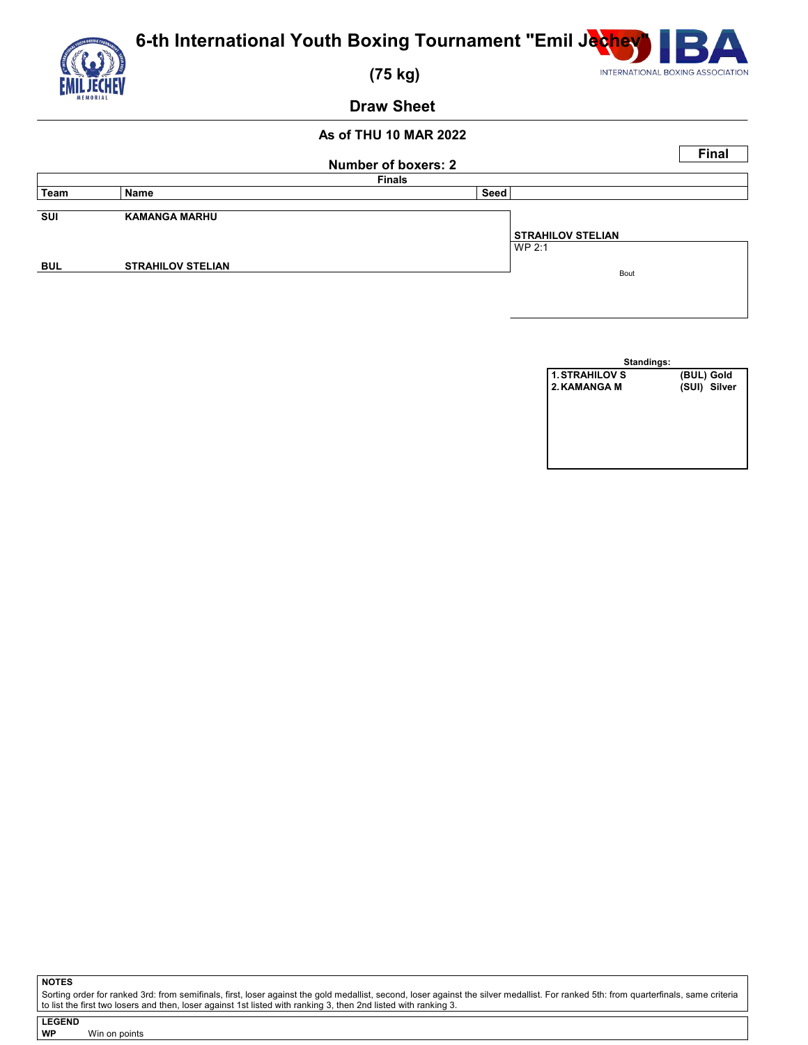# 6-th International Youth Boxing Tournament "Emil Jechev"

**(75 kg)**

## Draw Sheet

**As of THU 10 MAR 2022**

**Final**

**Number of boxers: 2**

| Team | Name | Seed | Finals |
|---|---|---|---|
| SUI | KAMANGA MARHU | | |
| | | | **STRAHILOV STELIAN** WP 2:1 Bout |
| BUL | STRAHILOV STELIAN | | |

**Standings:**

| | | |
|---|---|---|
| 1. STRAHILOV S | (BUL) | Gold |
| 2. KAMANGA M | (SUI) | Silver |

**NOTES**

Sorting order for ranked 3rd: from semifinals, first, loser against the gold medallist, second, loser against the silver medallist. For ranked 5th: from quarterfinals, same criteria to list the first two losers and then, loser against 1st listed with ranking 3, then 2nd listed with ranking 3.

**LEGEND**

**WP** Win on points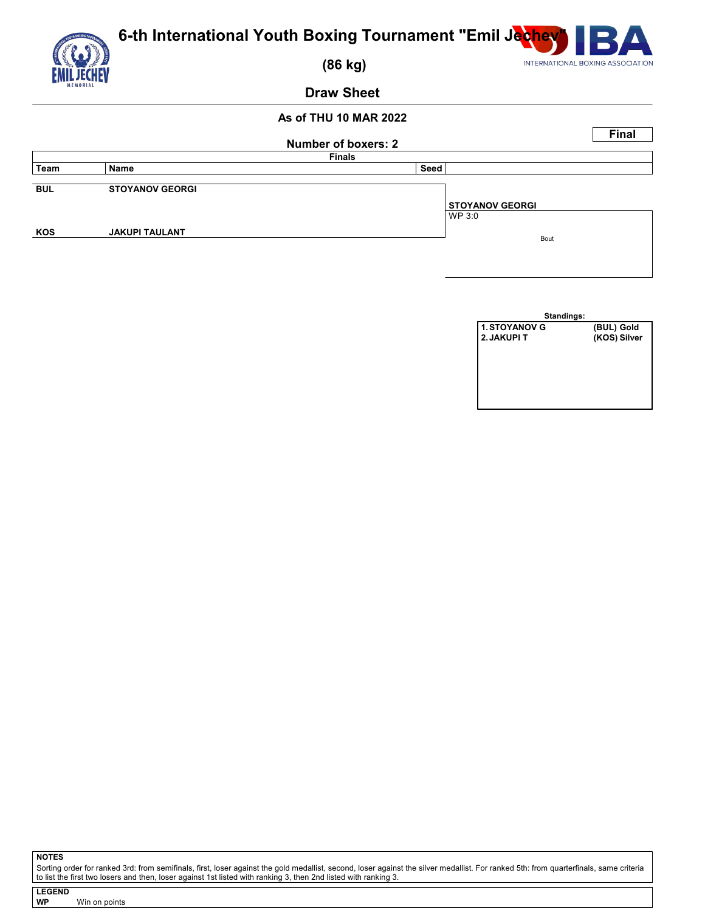# 6-th International Youth Boxing Tournament "Emil Jechev"

## (86 kg)

## Draw Sheet

**As of THU 10 MAR 2022**

**Final**

**Number of boxers: 2**

**Finals**

| Team | Name | Seed | |
|---|---|---|---|
| BUL | STOYANOV GEORGI | | STOYANOV GEORGI<br>WP 3:0 |
| KOS | JAKUPI TAULANT | | Bout |

**Standings:**

| | |
|---|---|
| 1. STOYANOV G | (BUL) Gold |
| 2. JAKUPI T | (KOS) Silver |

**NOTES**

Sorting order for ranked 3rd: from semifinals, first, loser against the gold medallist, second, loser against the silver medallist. For ranked 5th: from quarterfinals, same criteria to list the first two losers and then, loser against 1st listed with ranking 3, then 2nd listed with ranking 3.

**LEGEND**

**WP** Win on points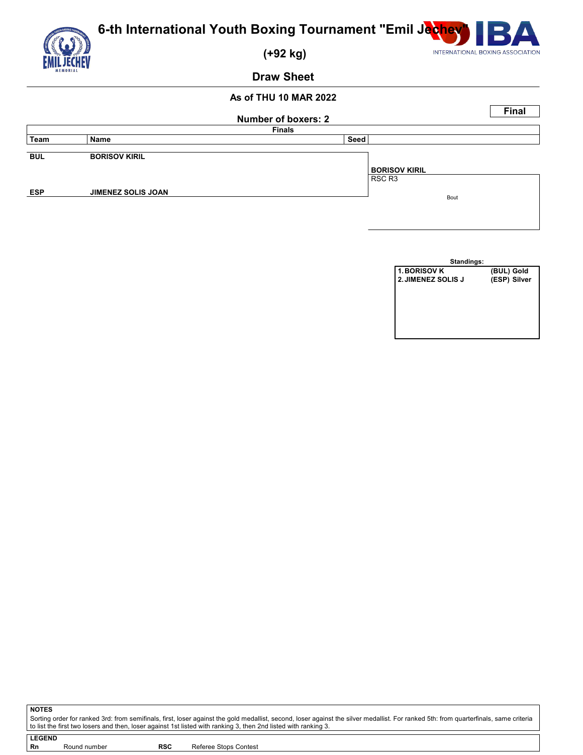# 6-th International Youth Boxing Tournament "Emil Jechev"

## (+92 kg)

## Draw Sheet

**As of THU 10 MAR 2022**

**Final**

**Number of boxers: 2**

**Finals**

| Team | Name | Seed | |
|---|---|---|---|
| BUL | BORISOV KIRIL | | |
| | | | **BORISOV KIRIL** RSC R3 |
| ESP | JIMENEZ SOLIS JOAN | | Bout |

**Standings:**

| | |
|---|---|
| 1. BORISOV K | (BUL) Gold |
| 2. JIMENEZ SOLIS J | (ESP) Silver |

**NOTES**

Sorting order for ranked 3rd: from semifinals, first, loser against the gold medallist, second, loser against the silver medallist. For ranked 5th: from quarterfinals, same criteria to list the first two losers and then, loser against 1st listed with ranking 3, then 2nd listed with ranking 3.

**LEGEND**

| | | | |
|---|---|---|---|
| **Rn** | Round number | **RSC** | Referee Stops Contest |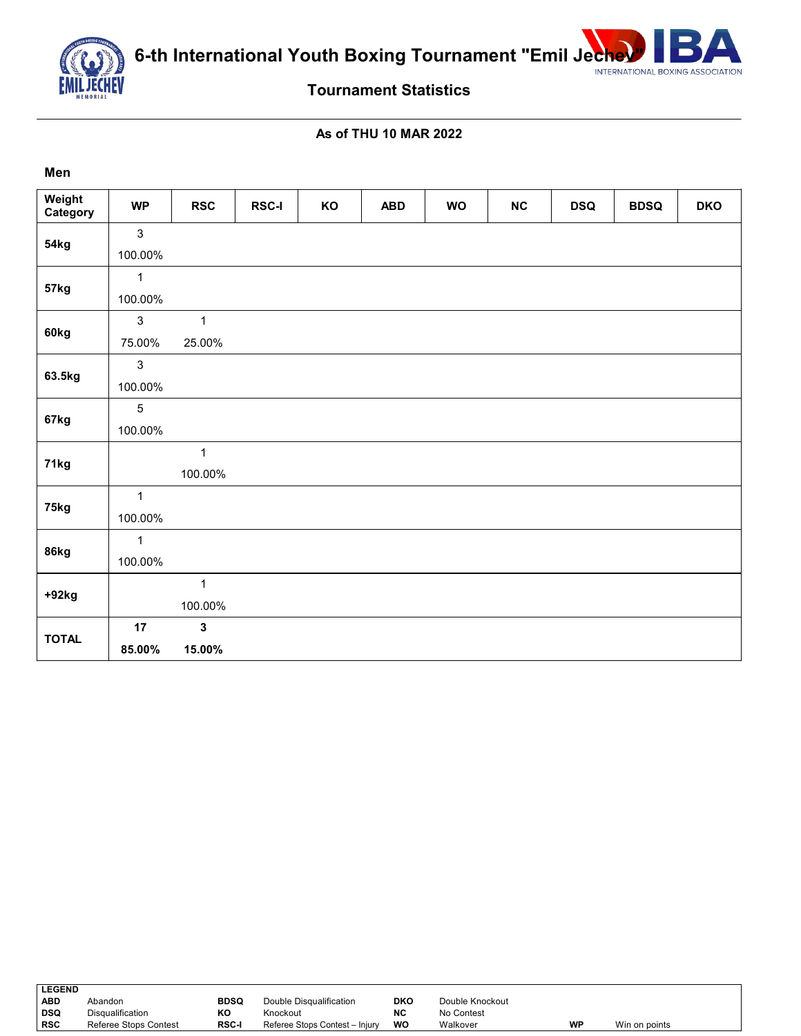# 6-th International Youth Boxing Tournament "Emil Jechev"

## Tournament Statistics

**As of THU 10 MAR 2022**

### Men

| Weight Category | WP | RSC | RSC-I | KO | ABD | WO | NC | DSQ | BDSQ | DKO |
|---|---|---|---|---|---|---|---|---|---|---|
| 54kg | 3<br>100.00% | | | | | | | | | |
| 57kg | 1<br>100.00% | | | | | | | | | |
| 60kg | 3<br>75.00% | 1<br>25.00% | | | | | | | | |
| 63.5kg | 3<br>100.00% | | | | | | | | | |
| 67kg | 5<br>100.00% | | | | | | | | | |
| 71kg | | 1<br>100.00% | | | | | | | | |
| 75kg | 1<br>100.00% | | | | | | | | | |
| 86kg | 1<br>100.00% | | | | | | | | | |
| +92kg | | 1<br>100.00% | | | | | | | | |
| **TOTAL** | **17**<br>**85.00%** | **3**<br>**15.00%** | | | | | | | | |

**LEGEND**

| | | | | | | | |
|---|---|---|---|---|---|---|---|
| **ABD** | Abandon | **BDSQ** | Double Disqualification | **DKO** | Double Knockout | | |
| **DSQ** | Disqualification | **KO** | Knockout | **NC** | No Contest | | |
| **RSC** | Referee Stops Contest | **RSC-I** | Referee Stops Contest – Injury | **WO** | Walkover | **WP** | Win on points |